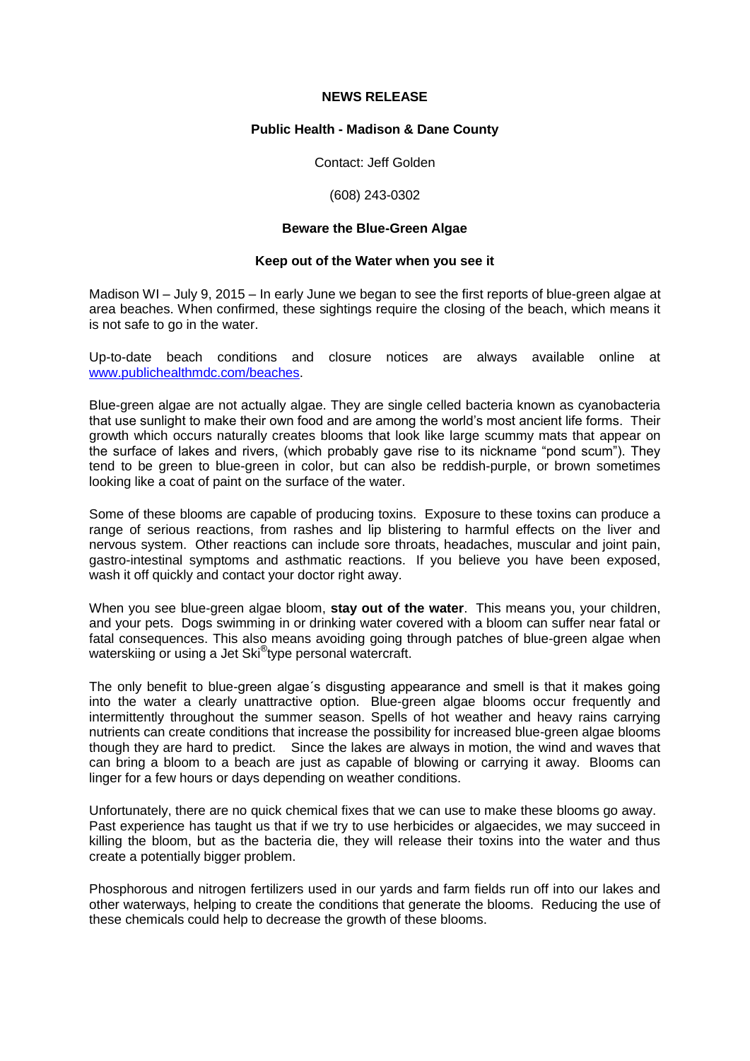**NEWS RELEASE**

**Public Health - Madison & Dane County**

Contact: Jeff Golden

(608) 243-0302

**Beware the Blue-Green Algae**

**Keep out of the Water when you see it**

Madison WI – July 9, 2015 – In early June we began to see the first reports of blue-green algae at area beaches. When confirmed, these sightings require the closing of the beach, which means it is not safe to go in the water.

Up-to-date beach conditions and closure notices are always available online at [www.publichealthmdc.com/beaches](http://www.publichealthmdc.com/beaches).

Blue-green algae are not actually algae. They are single celled bacteria known as cyanobacteria that use sunlight to make their own food and are among the world's most ancient life forms. Their growth which occurs naturally creates blooms that look like large scummy mats that appear on the surface of lakes and rivers, (which probably gave rise to its nickname "pond scum"). They tend to be green to blue-green in color, but can also be reddish-purple, or brown sometimes looking like a coat of paint on the surface of the water.

Some of these blooms are capable of producing toxins. Exposure to these toxins can produce a range of serious reactions, from rashes and lip blistering to harmful effects on the liver and nervous system. Other reactions can include sore throats, headaches, muscular and joint pain, gastro-intestinal symptoms and asthmatic reactions. If you believe you have been exposed, wash it off quickly and contact your doctor right away.

When you see blue-green algae bloom, **stay out of the water**. This means you, your children, and your pets. Dogs swimming in or drinking water covered with a bloom can suffer near fatal or fatal consequences. This also means avoiding going through patches of blue-green algae when waterskiing or using a Jet Ski® type personal watercraft.

The only benefit to blue-green algae´s disgusting appearance and smell is that it makes going into the water a clearly unattractive option. Blue-green algae blooms occur frequently and intermittently throughout the summer season. Spells of hot weather and heavy rains carrying nutrients can create conditions that increase the possibility for increased blue-green algae blooms though they are hard to predict. Since the lakes are always in motion, the wind and waves that can bring a bloom to a beach are just as capable of blowing or carrying it away. Blooms can linger for a few hours or days depending on weather conditions.

Unfortunately, there are no quick chemical fixes that we can use to make these blooms go away. Past experience has taught us that if we try to use herbicides or algaecides, we may succeed in killing the bloom, but as the bacteria die, they will release their toxins into the water and thus create a potentially bigger problem.

Phosphorous and nitrogen fertilizers used in our yards and farm fields run off into our lakes and other waterways, helping to create the conditions that generate the blooms. Reducing the use of these chemicals could help to decrease the growth of these blooms.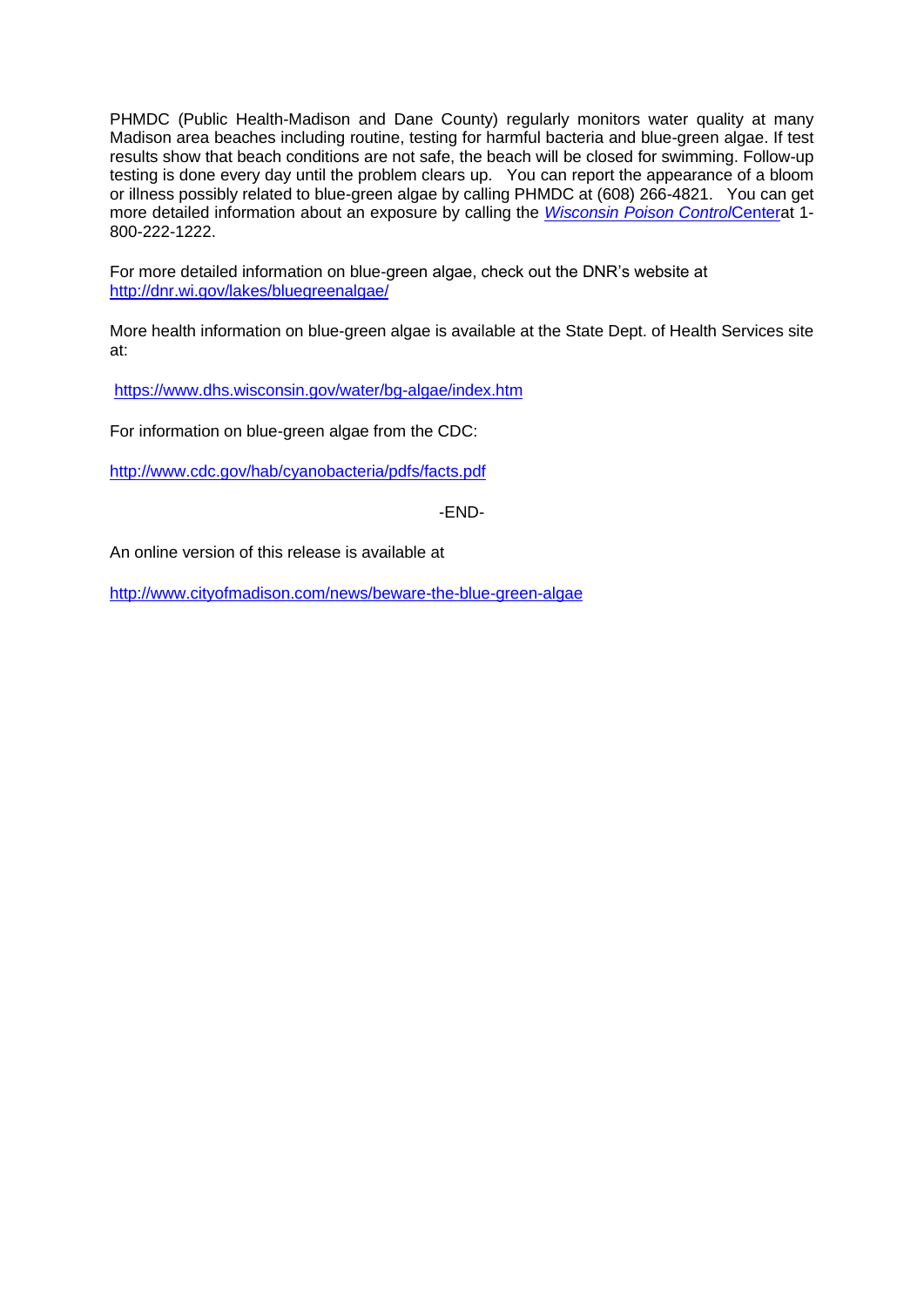PHMDC (Public Health-Madison and Dane County) regularly monitors water quality at many Madison area beaches including routine, testing for harmful bacteria and blue-green algae. If test results show that beach conditions are not safe, the beach will be closed for swimming. Follow-up testing is done every day until the problem clears up.  You can report the appearance of a bloom or illness possibly related to blue-green algae by calling PHMDC at (608) 266-4821.  You can get more detailed information about an exposure by calling the *Wisconsin Poison Control* Centerat 1-800-222-1222.

For more detailed information on blue-green algae, check out the DNR's website at http://dnr.wi.gov/lakes/bluegreenalgae/

More health information on blue-green algae is available at the State Dept. of Health Services site at:

https://www.dhs.wisconsin.gov/water/bg-algae/index.htm

For information on blue-green algae from the CDC:

http://www.cdc.gov/hab/cyanobacteria/pdfs/facts.pdf

-END-

An online version of this release is available at

http://www.cityofmadison.com/news/beware-the-blue-green-algae